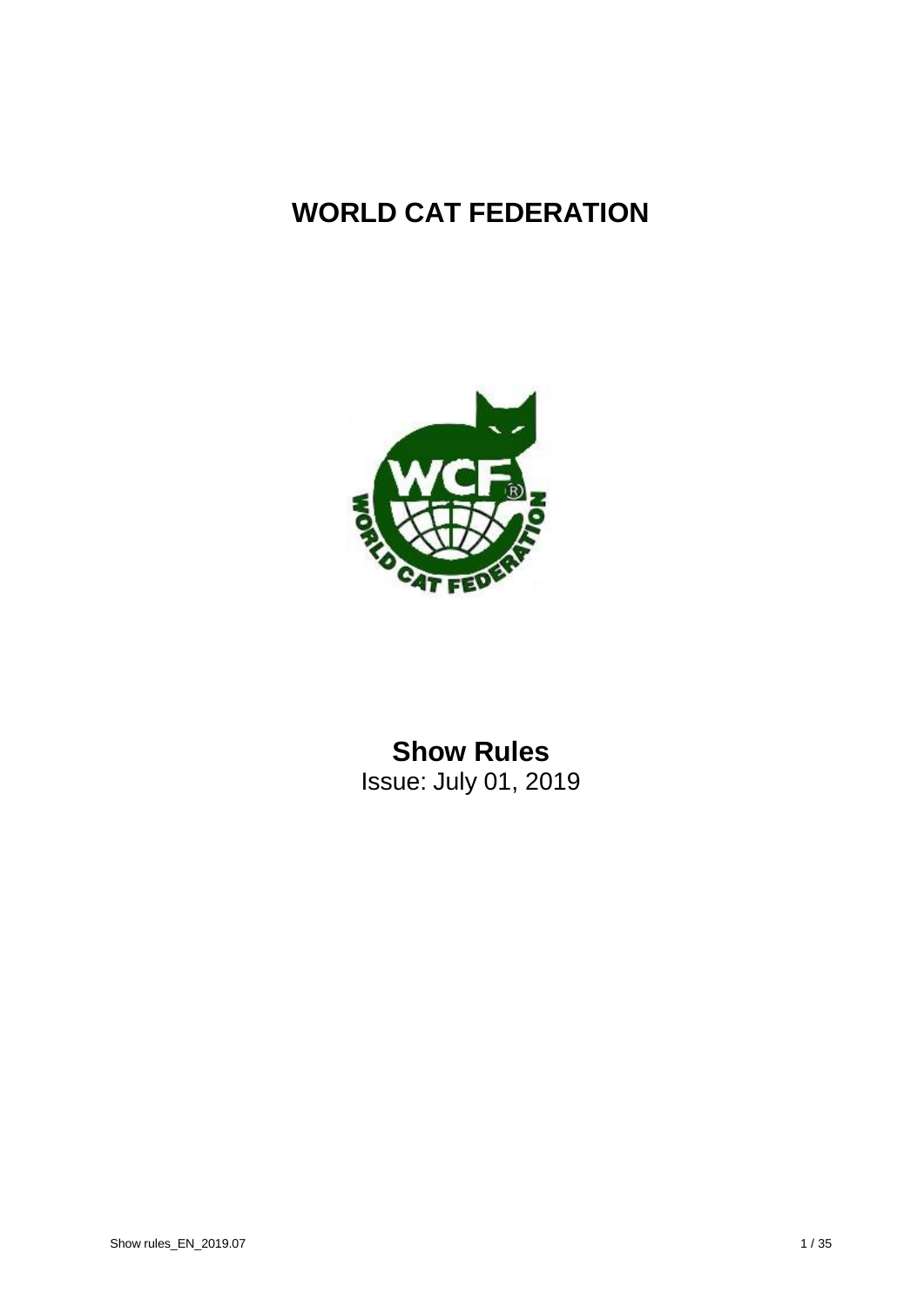# WORLD CAT FEDERATION

## Show Rules

Issue: July 01, 2019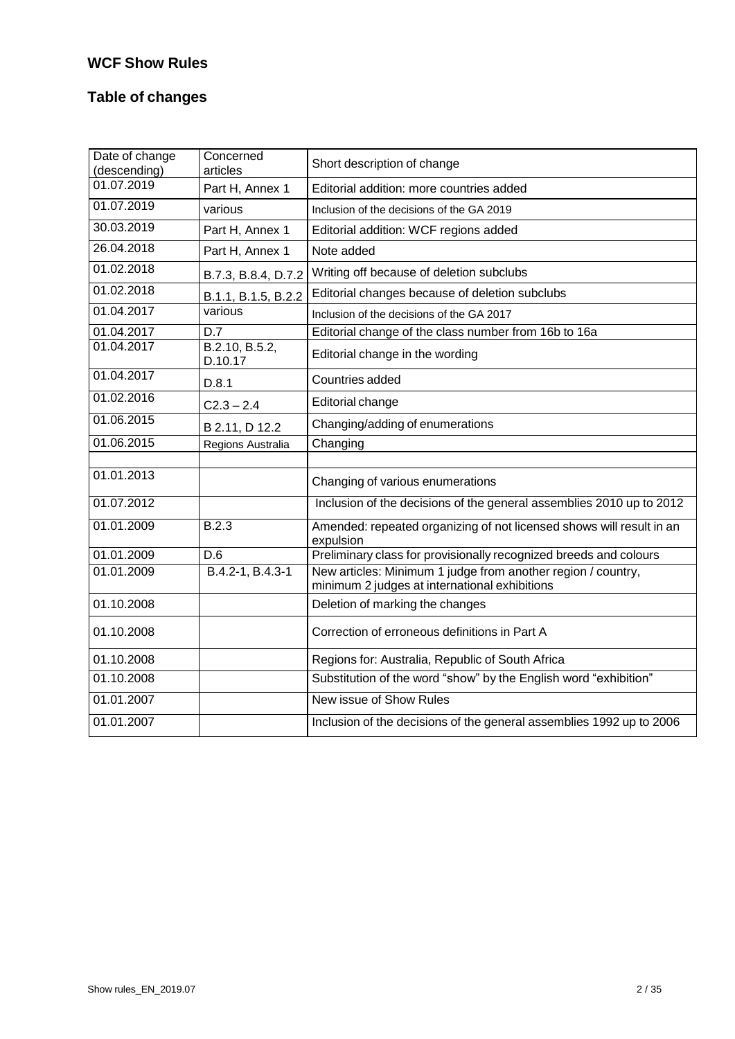## WCF Show Rules

## Table of changes

| Date of change (descending) | Concerned articles | Short description of change |
|---|---|---|
| 01.07.2019 | Part H, Annex 1 | Editorial addition: more countries added |
| 01.07.2019 | various | Inclusion of the decisions of the GA 2019 |
| 30.03.2019 | Part H, Annex 1 | Editorial addition: WCF regions added |
| 26.04.2018 | Part H, Annex 1 | Note added |
| 01.02.2018 | B.7.3, B.8.4, D.7.2 | Writing off because of deletion subclubs |
| 01.02.2018 | B.1.1, B.1.5, B.2.2 | Editorial changes because of deletion subclubs |
| 01.04.2017 | various | Inclusion of the decisions of the GA 2017 |
| 01.04.2017 | D.7 | Editorial change of the class number from 16b to 16a |
| 01.04.2017 | B.2.10, B.5.2, D.10.17 | Editorial change in the wording |
| 01.04.2017 | D.8.1 | Countries added |
| 01.02.2016 | C2.3 – 2.4 | Editorial change |
| 01.06.2015 | B 2.11, D 12.2 | Changing/adding of enumerations |
| 01.06.2015 | Regions Australia | Changing |
| | | |
| 01.01.2013 | | Changing of various enumerations |
| 01.07.2012 | | Inclusion of the decisions of the general assemblies 2010 up to 2012 |
| 01.01.2009 | B.2.3 | Amended: repeated organizing of not licensed shows will result in an expulsion |
| 01.01.2009 | D.6 | Preliminary class for provisionally recognized breeds and colours |
| 01.01.2009 | B.4.2-1, B.4.3-1 | New articles: Minimum 1 judge from another region / country, minimum 2 judges at international exhibitions |
| 01.10.2008 | | Deletion of marking the changes |
| 01.10.2008 | | Correction of erroneous definitions in Part A |
| 01.10.2008 | | Regions for: Australia, Republic of South Africa |
| 01.10.2008 | | Substitution of the word "show" by the English word "exhibition" |
| 01.01.2007 | | New issue of Show Rules |
| 01.01.2007 | | Inclusion of the decisions of the general assemblies 1992 up to 2006 |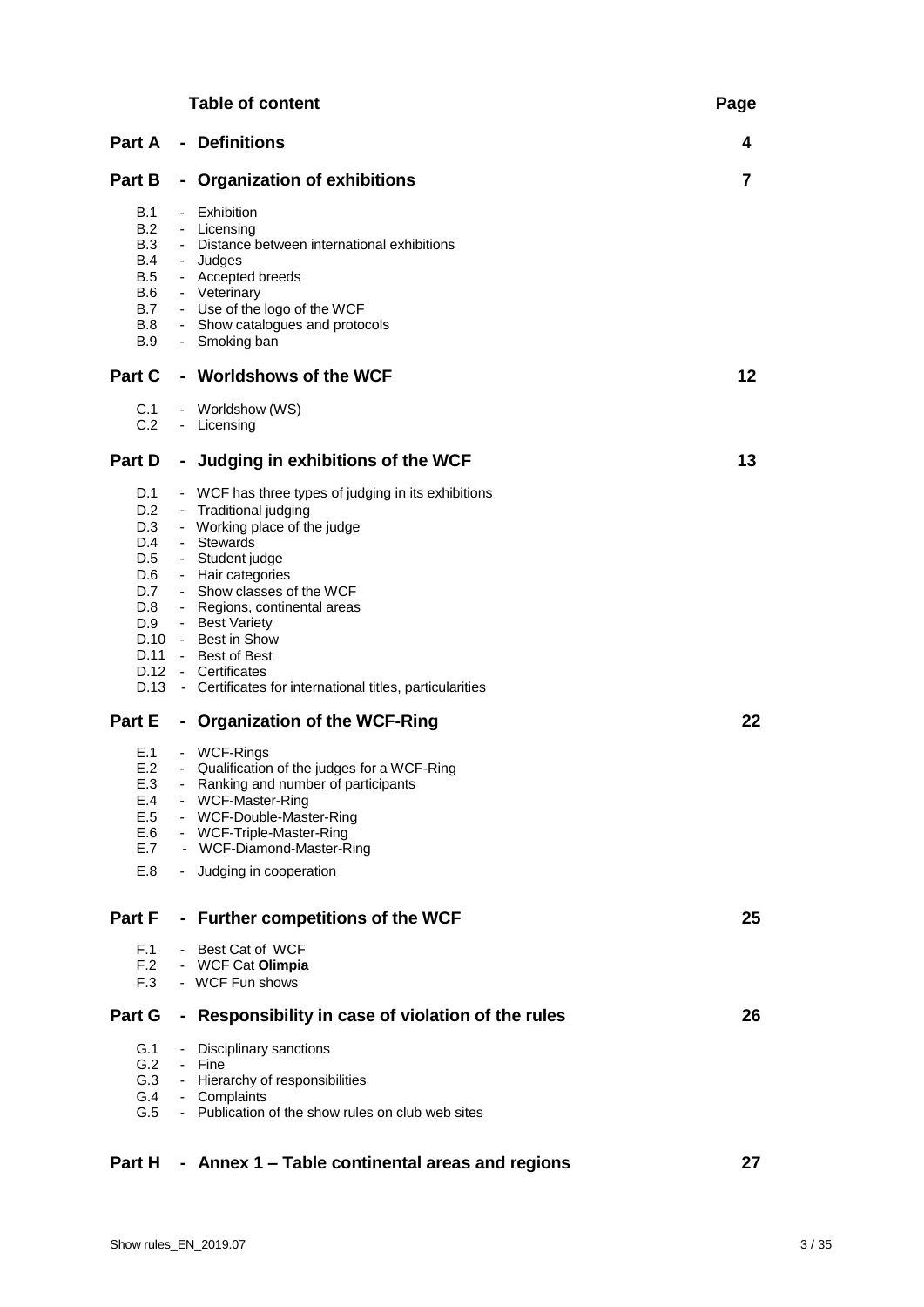# Table of content

| | | Page |
|---|---|---|
| **Part A** | **- Definitions** | **4** |
| **Part B** | **- Organization of exhibitions** | **7** |
| B.1 | - Exhibition | |
| B.2 | - Licensing | |
| B.3 | - Distance between international exhibitions | |
| B.4 | - Judges | |
| B.5 | - Accepted breeds | |
| B.6 | - Veterinary | |
| B.7 | - Use of the logo of the WCF | |
| B.8 | - Show catalogues and protocols | |
| B.9 | - Smoking ban | |
| **Part C** | **- Worldshows of the WCF** | **12** |
| C.1 | - Worldshow (WS) | |
| C.2 | - Licensing | |
| **Part D** | **- Judging in exhibitions of the WCF** | **13** |
| D.1 | - WCF has three types of judging in its exhibitions | |
| D.2 | - Traditional judging | |
| D.3 | - Working place of the judge | |
| D.4 | - Stewards | |
| D.5 | - Student judge | |
| D.6 | - Hair categories | |
| D.7 | - Show classes of the WCF | |
| D.8 | - Regions, continental areas | |
| D.9 | - Best Variety | |
| D.10 | - Best in Show | |
| D.11 | - Best of Best | |
| D.12 | - Certificates | |
| D.13 | - Certificates for international titles, particularities | |
| **Part E** | **- Organization of the WCF-Ring** | **22** |
| E.1 | - WCF-Rings | |
| E.2 | - Qualification of the judges for a WCF-Ring | |
| E.3 | - Ranking and number of participants | |
| E.4 | - WCF-Master-Ring | |
| E.5 | - WCF-Double-Master-Ring | |
| E.6 | - WCF-Triple-Master-Ring | |
| E.7 | - WCF-Diamond-Master-Ring | |
| E.8 | - Judging in cooperation | |
| **Part F** | **- Further competitions of the WCF** | **25** |
| F.1 | - Best Cat of WCF | |
| F.2 | - WCF Cat **Olimpia** | |
| F.3 | - WCF Fun shows | |
| **Part G** | **- Responsibility in case of violation of the rules** | **26** |
| G.1 | - Disciplinary sanctions | |
| G.2 | - Fine | |
| G.3 | - Hierarchy of responsibilities | |
| G.4 | - Complaints | |
| G.5 | - Publication of the show rules on club web sites | |
| **Part H** | **- Annex 1 – Table continental areas and regions** | **27** |